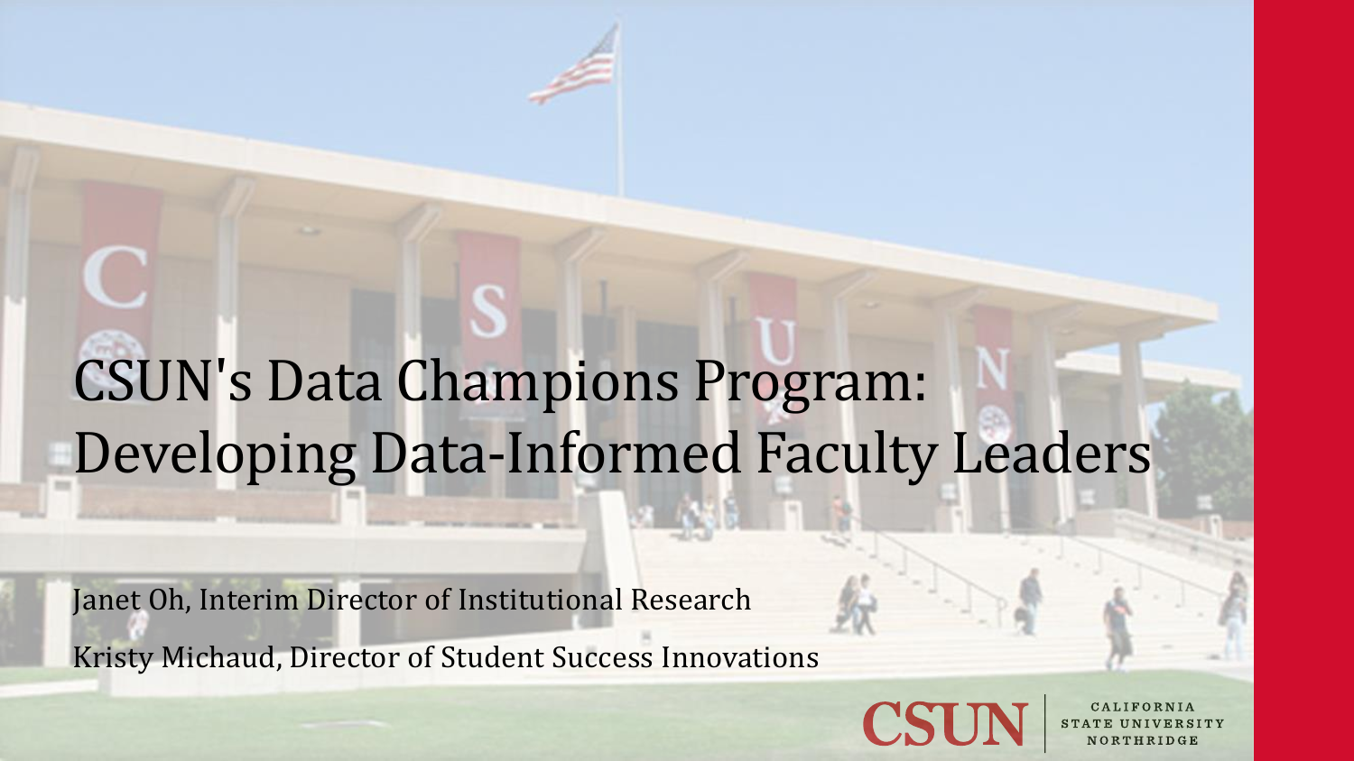# CSUN's Data Champions Program: Developing Data-Informed Faculty Leaders

Janet Oh, Interim Director of Institutional Research

Kristy Michaud, Director of Student Success Innovations

CSUN | CALIFORNIA STATE UNIVERSITY NORTHRIDGE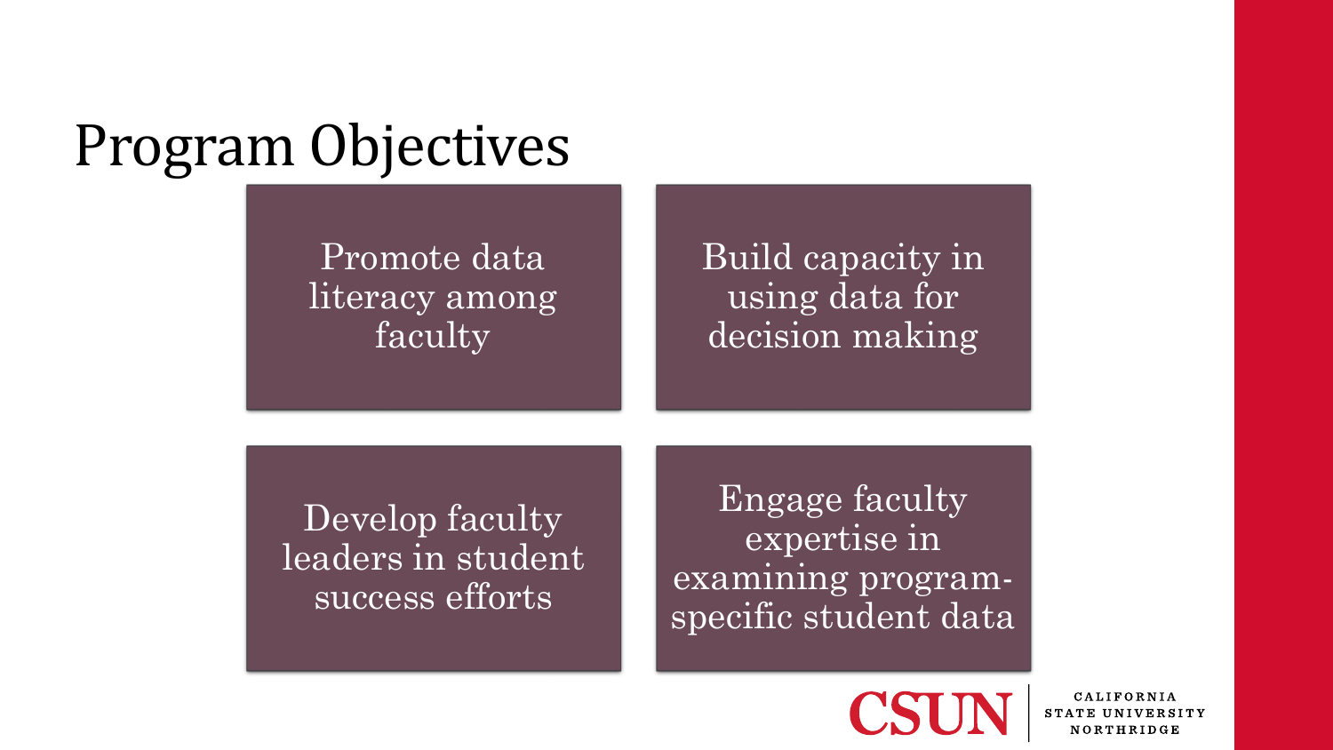# Program Objectives

- Promote data literacy among faculty
- Build capacity in using data for decision making
- Develop faculty leaders in student success efforts
- Engage faculty expertise in examining program-specific student data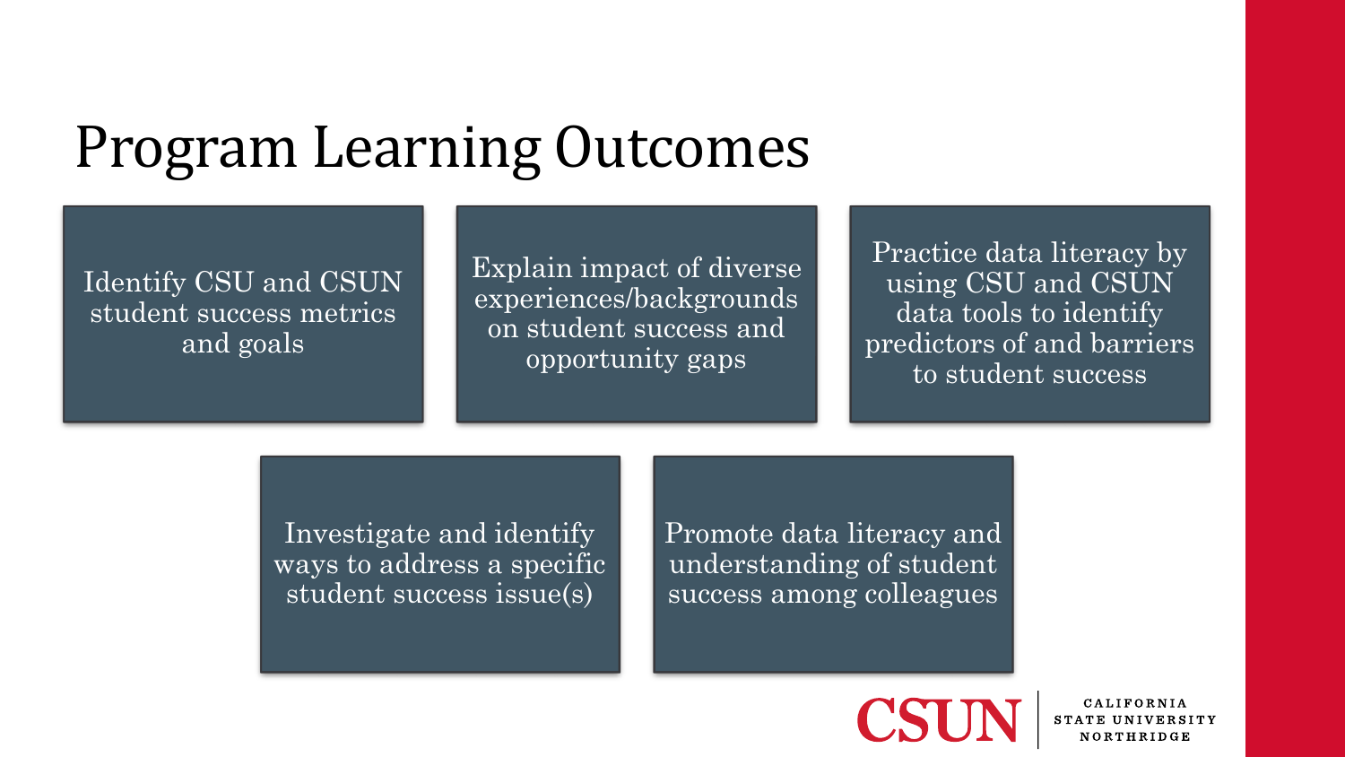# Program Learning Outcomes

- Identify CSU and CSUN student success metrics and goals
- Explain impact of diverse experiences/backgrounds on student success and opportunity gaps
- Practice data literacy by using CSU and CSUN data tools to identify predictors of and barriers to student success
- Investigate and identify ways to address a specific student success issue(s)
- Promote data literacy and understanding of student success among colleagues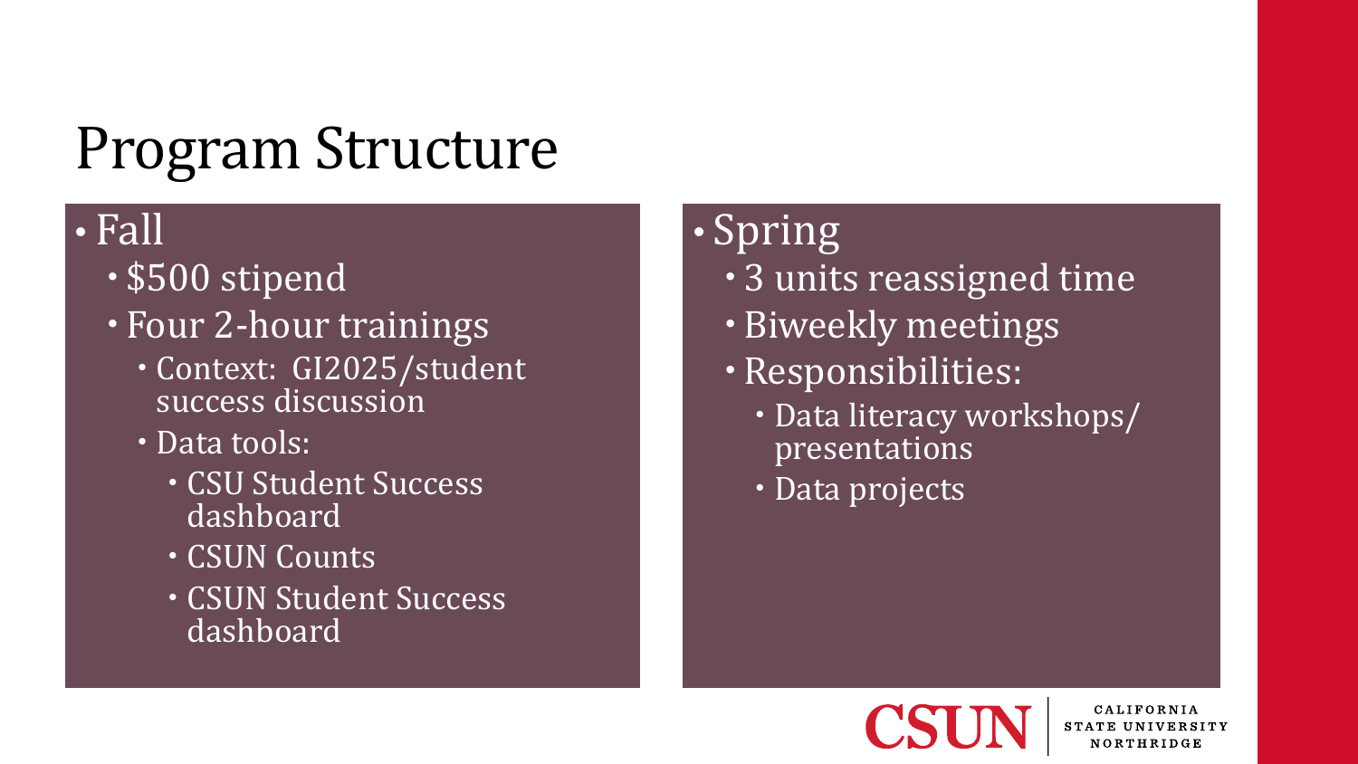# Program Structure

- Fall
  - $500 stipend
  - Four 2-hour trainings
    - Context: GI2025/student success discussion
    - Data tools:
      - CSU Student Success dashboard
      - CSUN Counts
      - CSUN Student Success dashboard

- Spring
  - 3 units reassigned time
  - Biweekly meetings
  - Responsibilities:
    - Data literacy workshops/ presentations
    - Data projects

CSUN | CALIFORNIA STATE UNIVERSITY NORTHRIDGE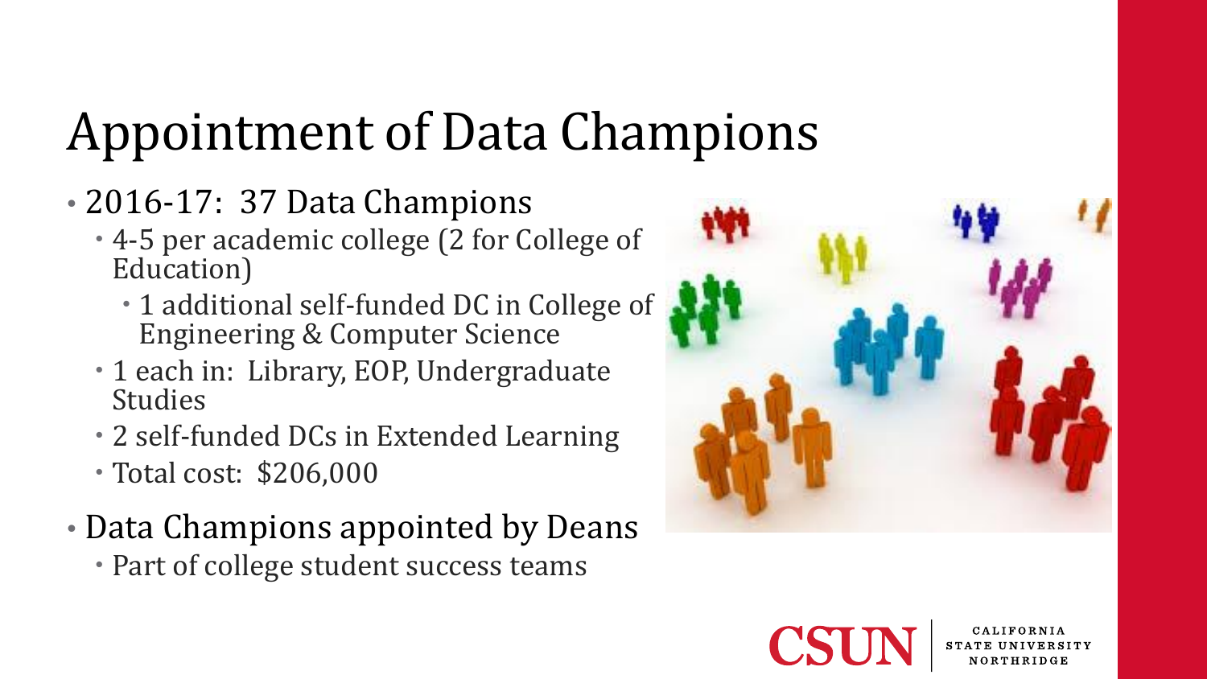# Appointment of Data Champions

- 2016-17: 37 Data Champions
  - 4-5 per academic college (2 for College of Education)
    - 1 additional self-funded DC in College of Engineering & Computer Science
  - 1 each in: Library, EOP, Undergraduate Studies
  - 2 self-funded DCs in Extended Learning
  - Total cost: $206,000
- Data Champions appointed by Deans
  - Part of college student success teams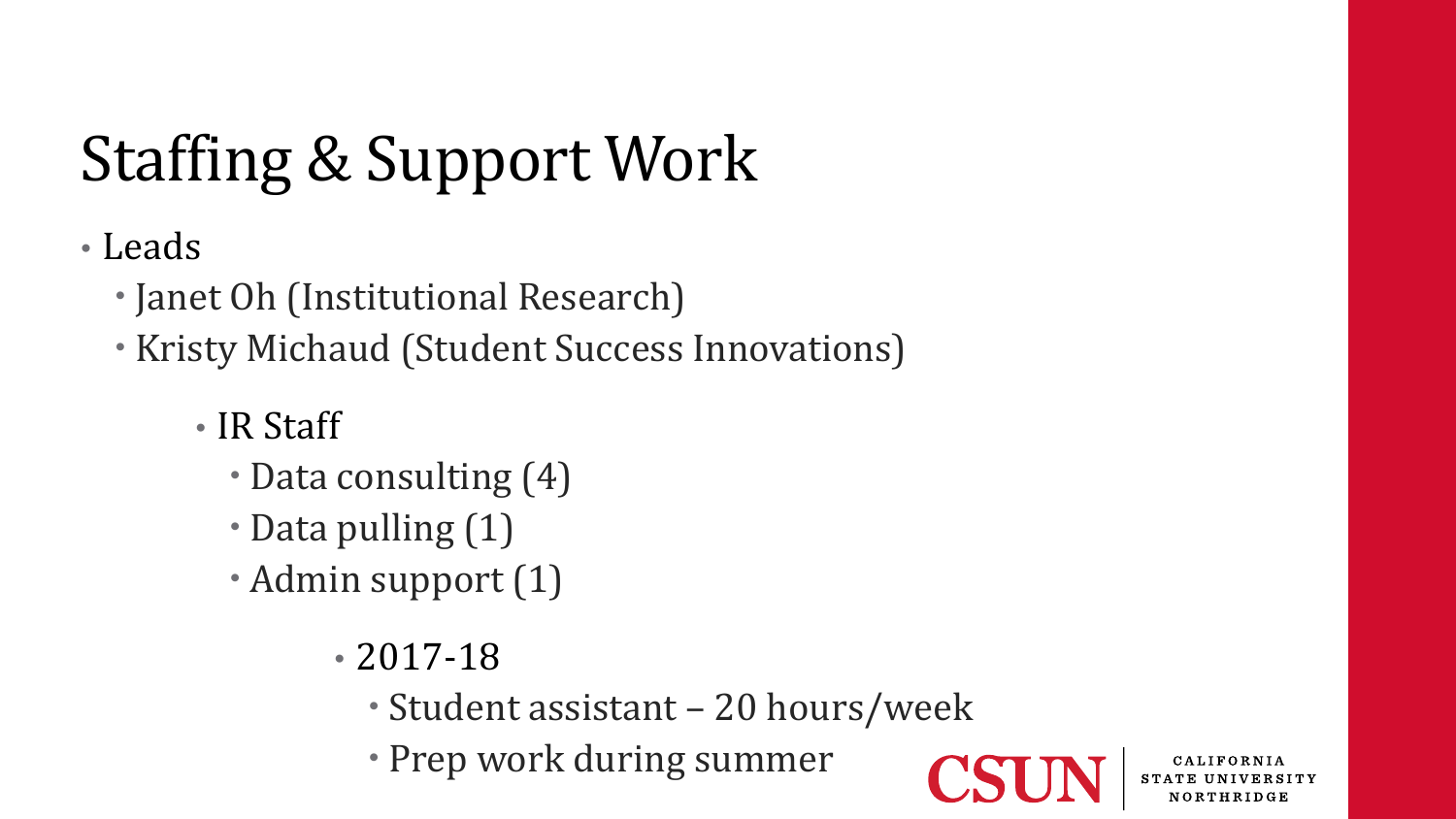# Staffing & Support Work

- Leads
  - Janet Oh (Institutional Research)
  - Kristy Michaud (Student Success Innovations)

    - IR Staff
      - Data consulting (4)
      - Data pulling (1)
      - Admin support (1)

        - 2017-18
          - Student assistant – 20 hours/week
          - Prep work during summer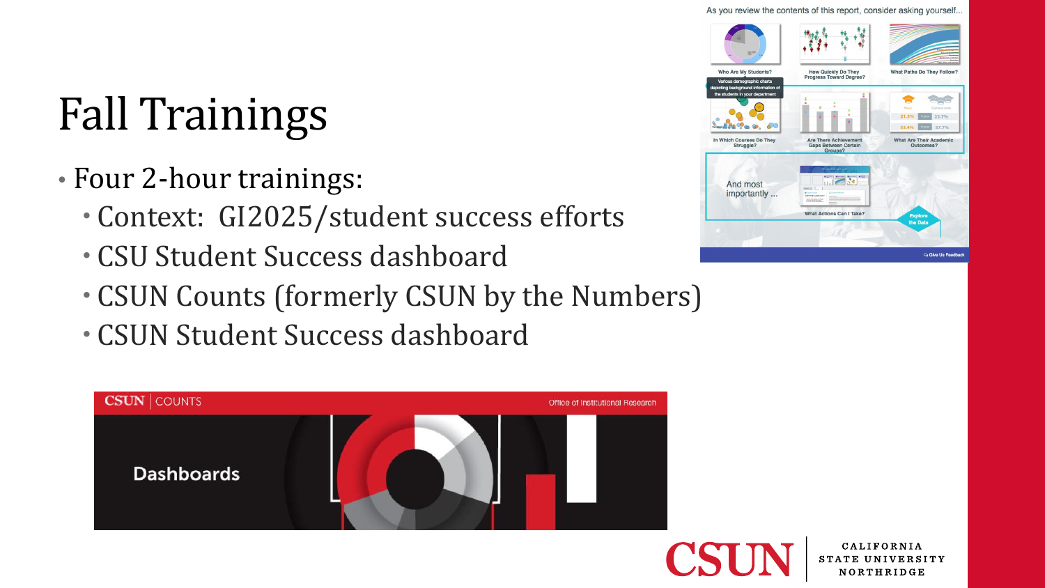# Fall Trainings

- Four 2-hour trainings:
  - Context: GI2025/student success efforts
  - CSU Student Success dashboard
  - CSUN Counts (formerly CSUN by the Numbers)
  - CSUN Student Success dashboard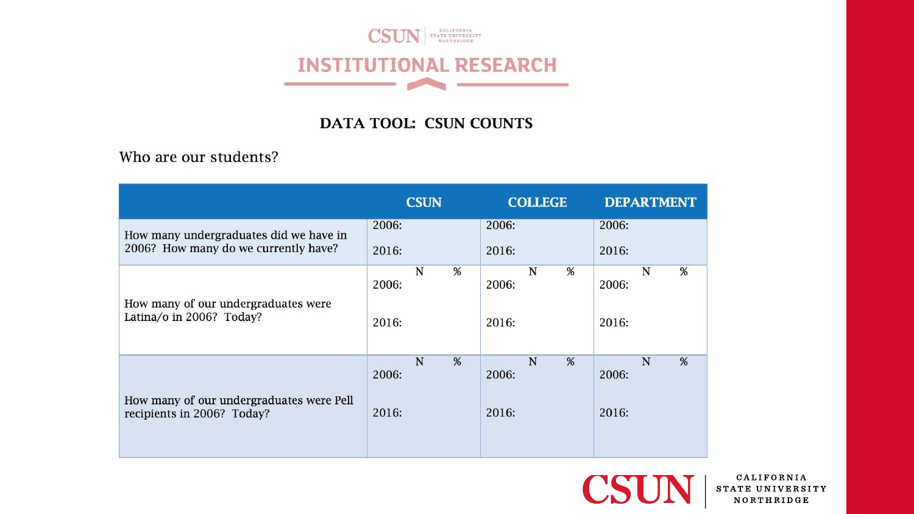# INSTITUTIONAL RESEARCH

## DATA TOOL: CSUN COUNTS

Who are our students?

| | CSUN | COLLEGE | DEPARTMENT |
|---|---|---|---|
| How many undergraduates did we have in 2006? How many do we currently have? | 2006:<br>2016: | 2006:<br>2016: | 2006:<br>2016: |
| How many of our undergraduates were Latina/o in 2006? Today? | N %<br>2006:<br>2016: | N %<br>2006:<br>2016: | N %<br>2006:<br>2016: |
| How many of our undergraduates were Pell recipients in 2006? Today? | N %<br>2006:<br>2016: | N %<br>2006:<br>2016: | N %<br>2006:<br>2016: |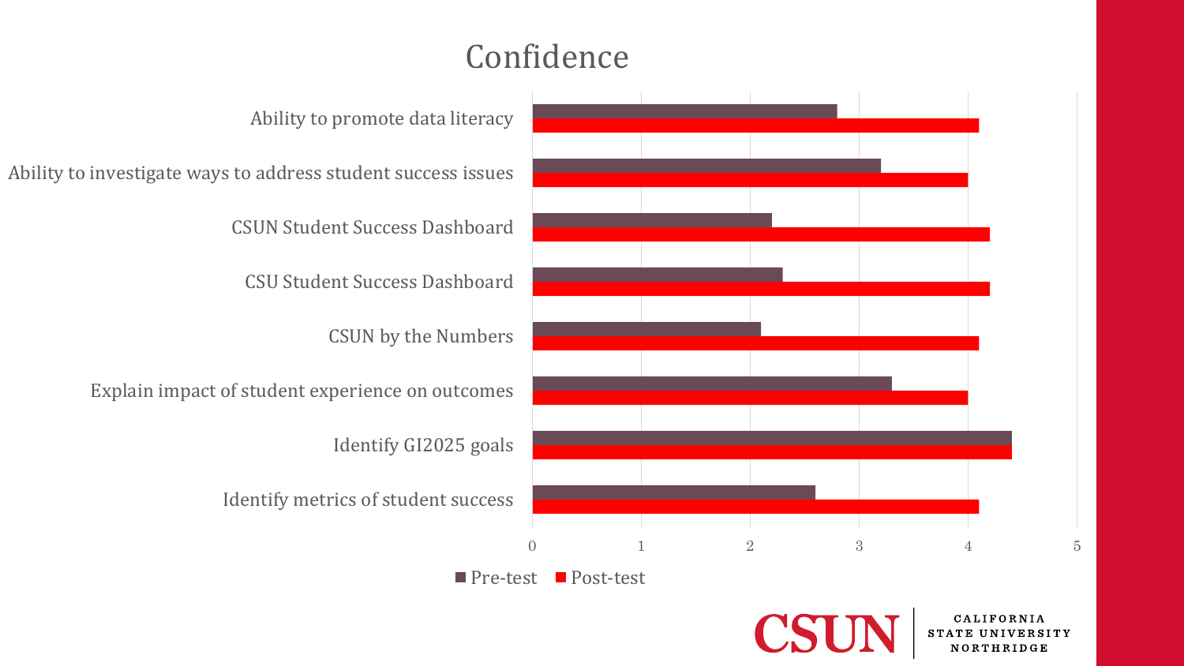# Confidence

| | Pre-test | Post-test |
|---|---|---|
| Ability to promote data literacy | 2.8 | 4.1 |
| Ability to investigate ways to address student success issues | 3.2 | 4.0 |
| CSUN Student Success Dashboard | 2.2 | 4.2 |
| CSU Student Success Dashboard | 2.3 | 4.2 |
| CSUN by the Numbers | 2.1 | 4.1 |
| Explain impact of student experience on outcomes | 3.3 | 4.0 |
| Identify GI2025 goals | 4.4 | 4.4 |
| Identify metrics of student success | 2.6 | 4.1 |

CSUN | CALIFORNIA STATE UNIVERSITY NORTHRIDGE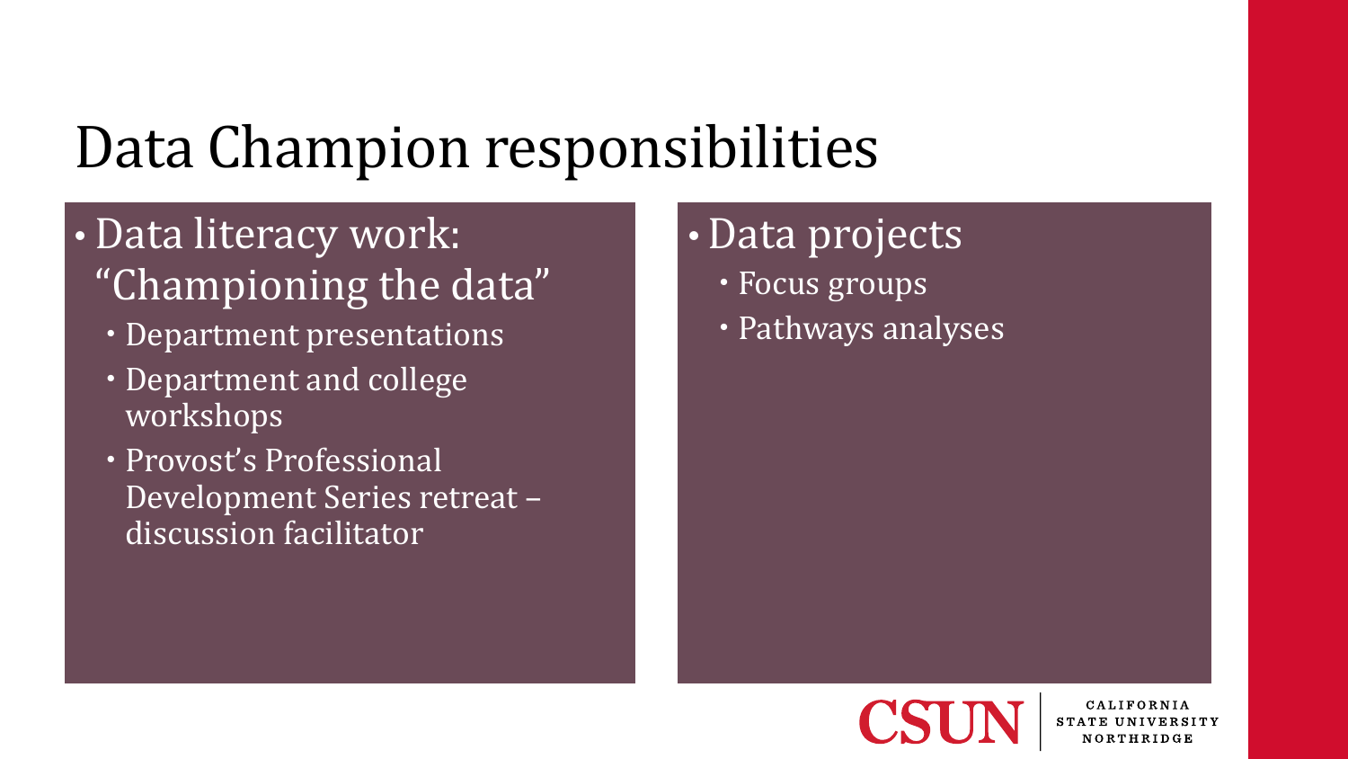# Data Champion responsibilities

- Data literacy work: "Championing the data"
  - Department presentations
  - Department and college workshops
  - Provost's Professional Development Series retreat – discussion facilitator

- Data projects
  - Focus groups
  - Pathways analyses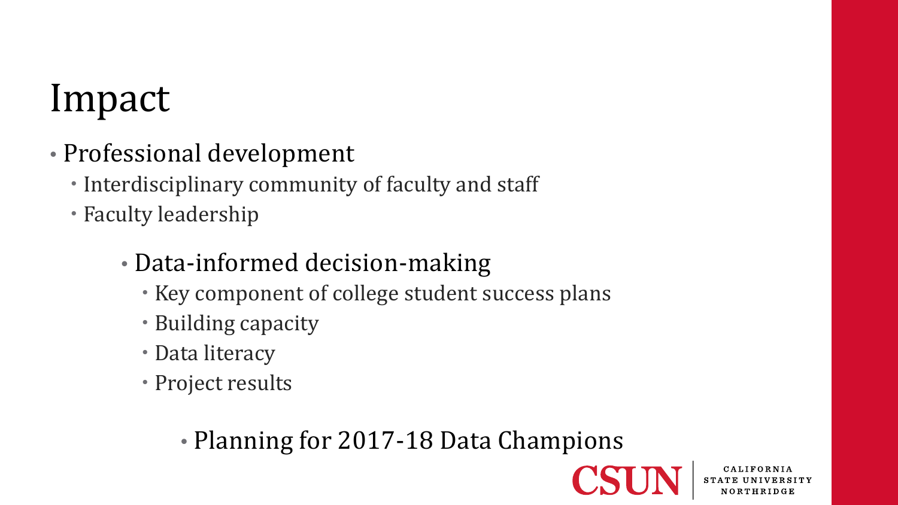# Impact

- Professional development
  - Interdisciplinary community of faculty and staff
  - Faculty leadership
- Data-informed decision-making
  - Key component of college student success plans
  - Building capacity
  - Data literacy
  - Project results
- Planning for 2017-18 Data Champions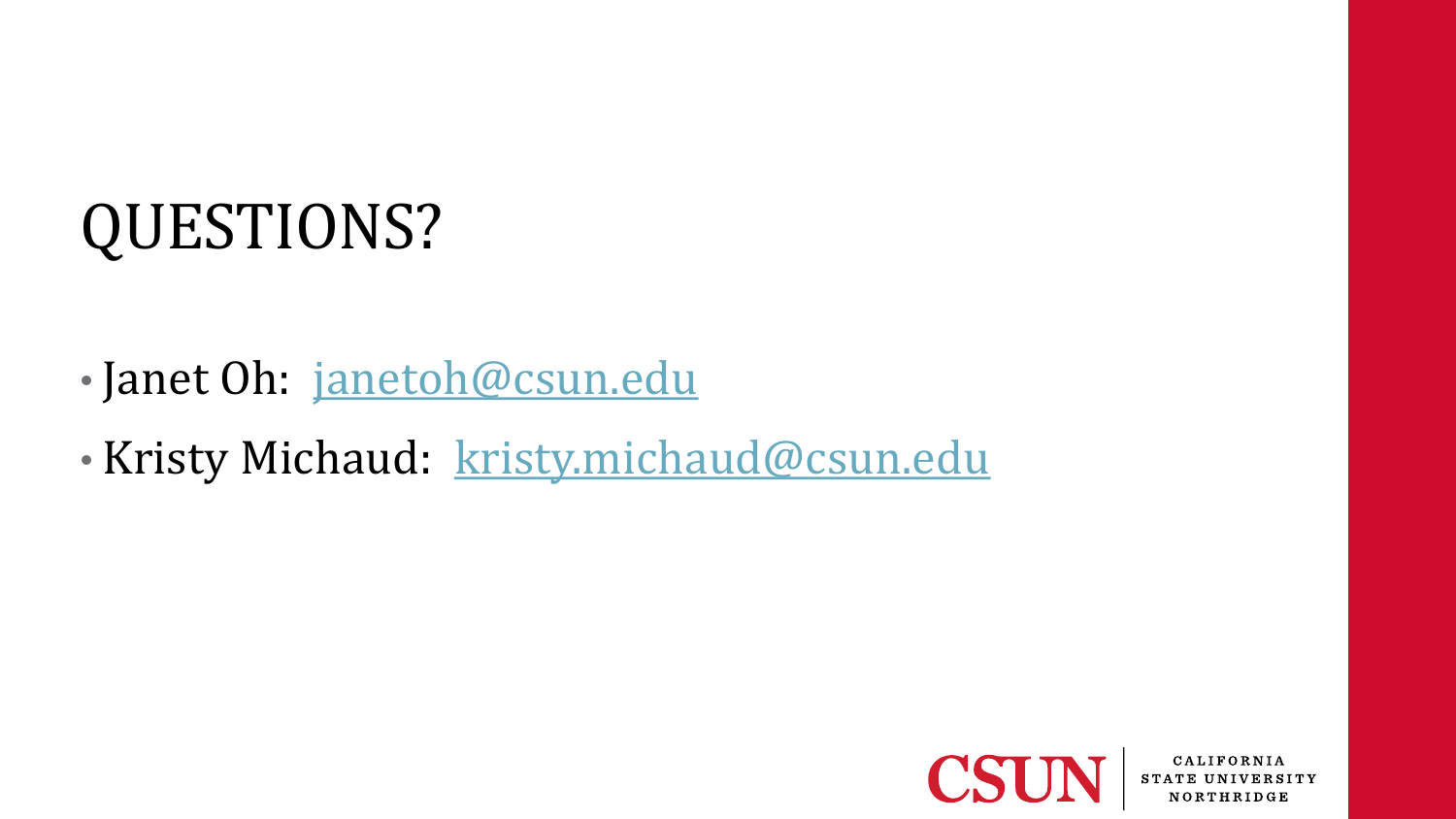# QUESTIONS?

- Janet Oh: janetoh@csun.edu
- Kristy Michaud: kristy.michaud@csun.edu

CSUN | CALIFORNIA STATE UNIVERSITY NORTHRIDGE